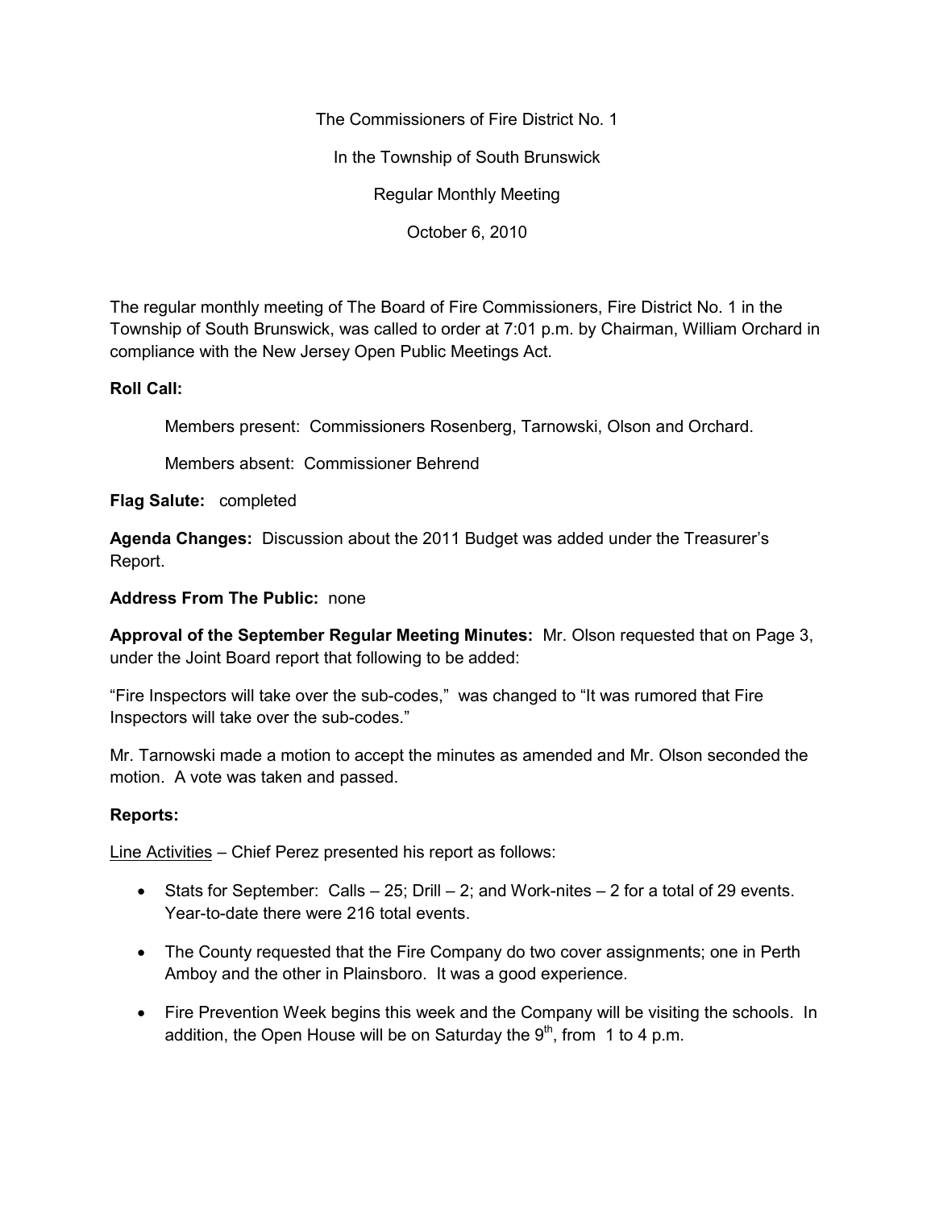The Commissioners of Fire District No. 1

In the Township of South Brunswick

Regular Monthly Meeting

October 6, 2010

The regular monthly meeting of The Board of Fire Commissioners, Fire District No. 1 in the Township of South Brunswick, was called to order at 7:01 p.m. by Chairman, William Orchard in compliance with the New Jersey Open Public Meetings Act.

**Roll Call:**

Members present: Commissioners Rosenberg, Tarnowski, Olson and Orchard.

Members absent: Commissioner Behrend

**Flag Salute:** completed

**Agenda Changes:** Discussion about the 2011 Budget was added under the Treasurer's Report.

**Address From The Public:** none

**Approval of the September Regular Meeting Minutes:** Mr. Olson requested that on Page 3, under the Joint Board report that following to be added:

"Fire Inspectors will take over the sub-codes," was changed to "It was rumored that Fire Inspectors will take over the sub-codes."

Mr. Tarnowski made a motion to accept the minutes as amended and Mr. Olson seconded the motion. A vote was taken and passed.

**Reports:**

Line Activities – Chief Perez presented his report as follows:

- Stats for September: Calls – 25; Drill – 2; and Work-nites – 2 for a total of 29 events. Year-to-date there were 216 total events.
- The County requested that the Fire Company do two cover assignments; one in Perth Amboy and the other in Plainsboro. It was a good experience.
- Fire Prevention Week begins this week and the Company will be visiting the schools. In addition, the Open House will be on Saturday the 9th, from 1 to 4 p.m.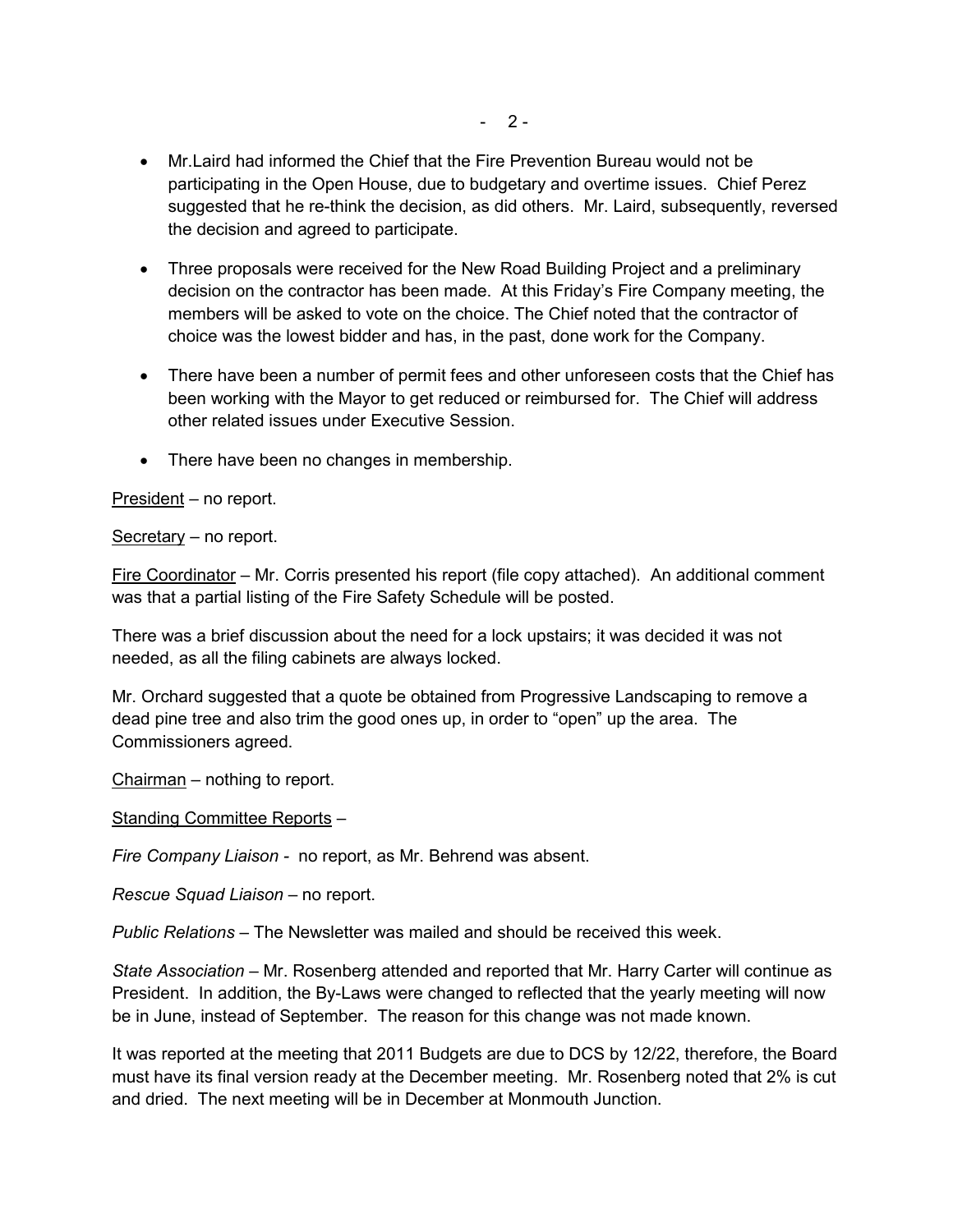- Mr.Laird had informed the Chief that the Fire Prevention Bureau would not be participating in the Open House, due to budgetary and overtime issues. Chief Perez suggested that he re-think the decision, as did others. Mr. Laird, subsequently, reversed the decision and agreed to participate.

- Three proposals were received for the New Road Building Project and a preliminary decision on the contractor has been made. At this Friday's Fire Company meeting, the members will be asked to vote on the choice. The Chief noted that the contractor of choice was the lowest bidder and has, in the past, done work for the Company.

- There have been a number of permit fees and other unforeseen costs that the Chief has been working with the Mayor to get reduced or reimbursed for. The Chief will address other related issues under Executive Session.

- There have been no changes in membership.

<u>President</u> – no report.

<u>Secretary</u> – no report.

<u>Fire Coordinator</u> – Mr. Corris presented his report (file copy attached). An additional comment was that a partial listing of the Fire Safety Schedule will be posted.

There was a brief discussion about the need for a lock upstairs; it was decided it was not needed, as all the filing cabinets are always locked.

Mr. Orchard suggested that a quote be obtained from Progressive Landscaping to remove a dead pine tree and also trim the good ones up, in order to "open" up the area. The Commissioners agreed.

<u>Chairman</u> – nothing to report.

<u>Standing Committee Reports</u> –

*Fire Company Liaison* - no report, as Mr. Behrend was absent.

*Rescue Squad Liaison* – no report.

*Public Relations* – The Newsletter was mailed and should be received this week.

*State Association* – Mr. Rosenberg attended and reported that Mr. Harry Carter will continue as President. In addition, the By-Laws were changed to reflected that the yearly meeting will now be in June, instead of September. The reason for this change was not made known.

It was reported at the meeting that 2011 Budgets are due to DCS by 12/22, therefore, the Board must have its final version ready at the December meeting. Mr. Rosenberg noted that 2% is cut and dried. The next meeting will be in December at Monmouth Junction.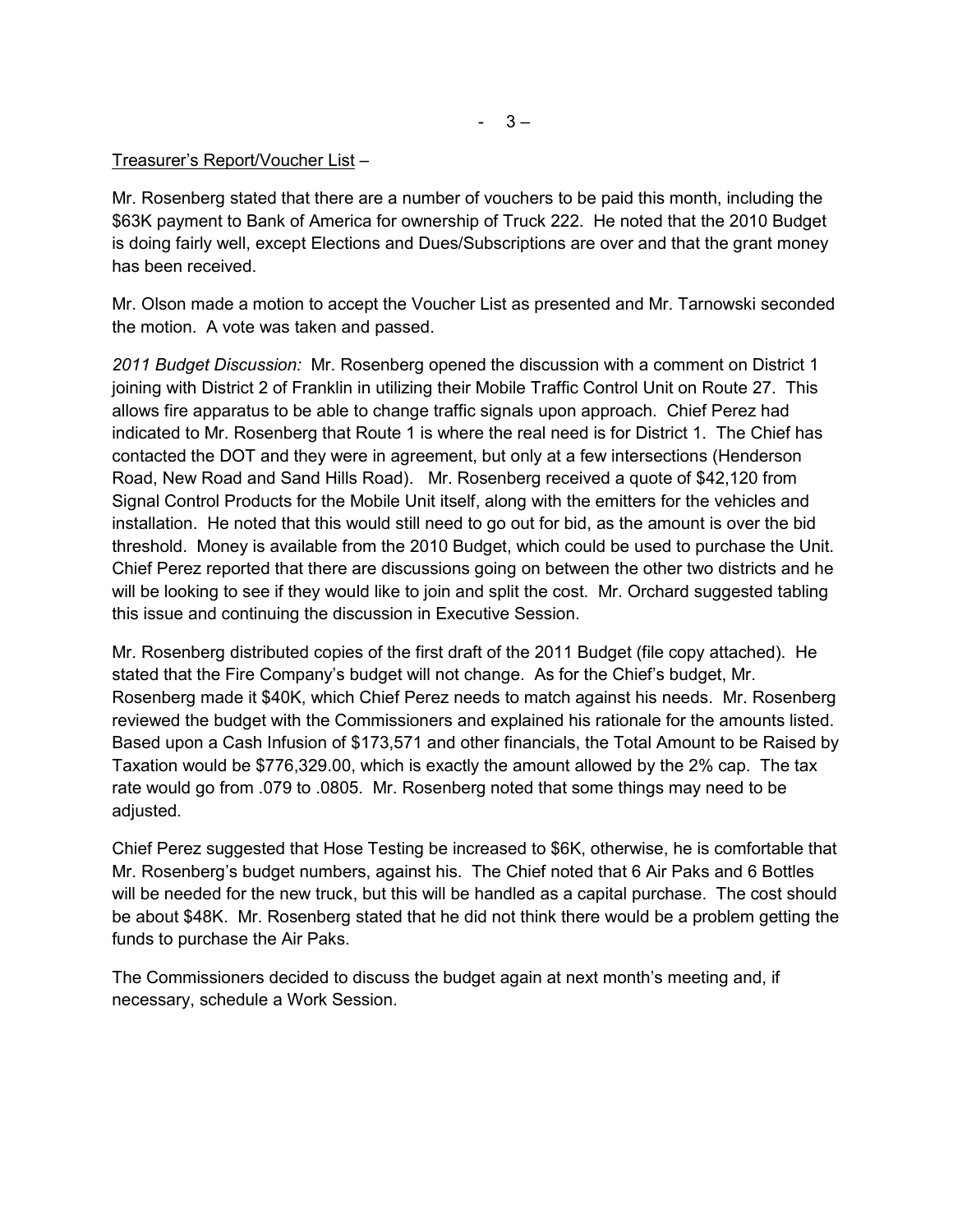Treasurer's Report/Voucher List –

Mr. Rosenberg stated that there are a number of vouchers to be paid this month, including the $63K payment to Bank of America for ownership of Truck 222. He noted that the 2010 Budget is doing fairly well, except Elections and Dues/Subscriptions are over and that the grant money has been received.

Mr. Olson made a motion to accept the Voucher List as presented and Mr. Tarnowski seconded the motion. A vote was taken and passed.

*2011 Budget Discussion:* Mr. Rosenberg opened the discussion with a comment on District 1 joining with District 2 of Franklin in utilizing their Mobile Traffic Control Unit on Route 27. This allows fire apparatus to be able to change traffic signals upon approach. Chief Perez had indicated to Mr. Rosenberg that Route 1 is where the real need is for District 1. The Chief has contacted the DOT and they were in agreement, but only at a few intersections (Henderson Road, New Road and Sand Hills Road). Mr. Rosenberg received a quote of $42,120 from Signal Control Products for the Mobile Unit itself, along with the emitters for the vehicles and installation. He noted that this would still need to go out for bid, as the amount is over the bid threshold. Money is available from the 2010 Budget, which could be used to purchase the Unit. Chief Perez reported that there are discussions going on between the other two districts and he will be looking to see if they would like to join and split the cost. Mr. Orchard suggested tabling this issue and continuing the discussion in Executive Session.

Mr. Rosenberg distributed copies of the first draft of the 2011 Budget (file copy attached). He stated that the Fire Company's budget will not change. As for the Chief's budget, Mr. Rosenberg made it $40K, which Chief Perez needs to match against his needs. Mr. Rosenberg reviewed the budget with the Commissioners and explained his rationale for the amounts listed. Based upon a Cash Infusion of $173,571 and other financials, the Total Amount to be Raised by Taxation would be $776,329.00, which is exactly the amount allowed by the 2% cap. The tax rate would go from .079 to .0805. Mr. Rosenberg noted that some things may need to be adjusted.

Chief Perez suggested that Hose Testing be increased to $6K, otherwise, he is comfortable that Mr. Rosenberg's budget numbers, against his. The Chief noted that 6 Air Paks and 6 Bottles will be needed for the new truck, but this will be handled as a capital purchase. The cost should be about $48K. Mr. Rosenberg stated that he did not think there would be a problem getting the funds to purchase the Air Paks.

The Commissioners decided to discuss the budget again at next month's meeting and, if necessary, schedule a Work Session.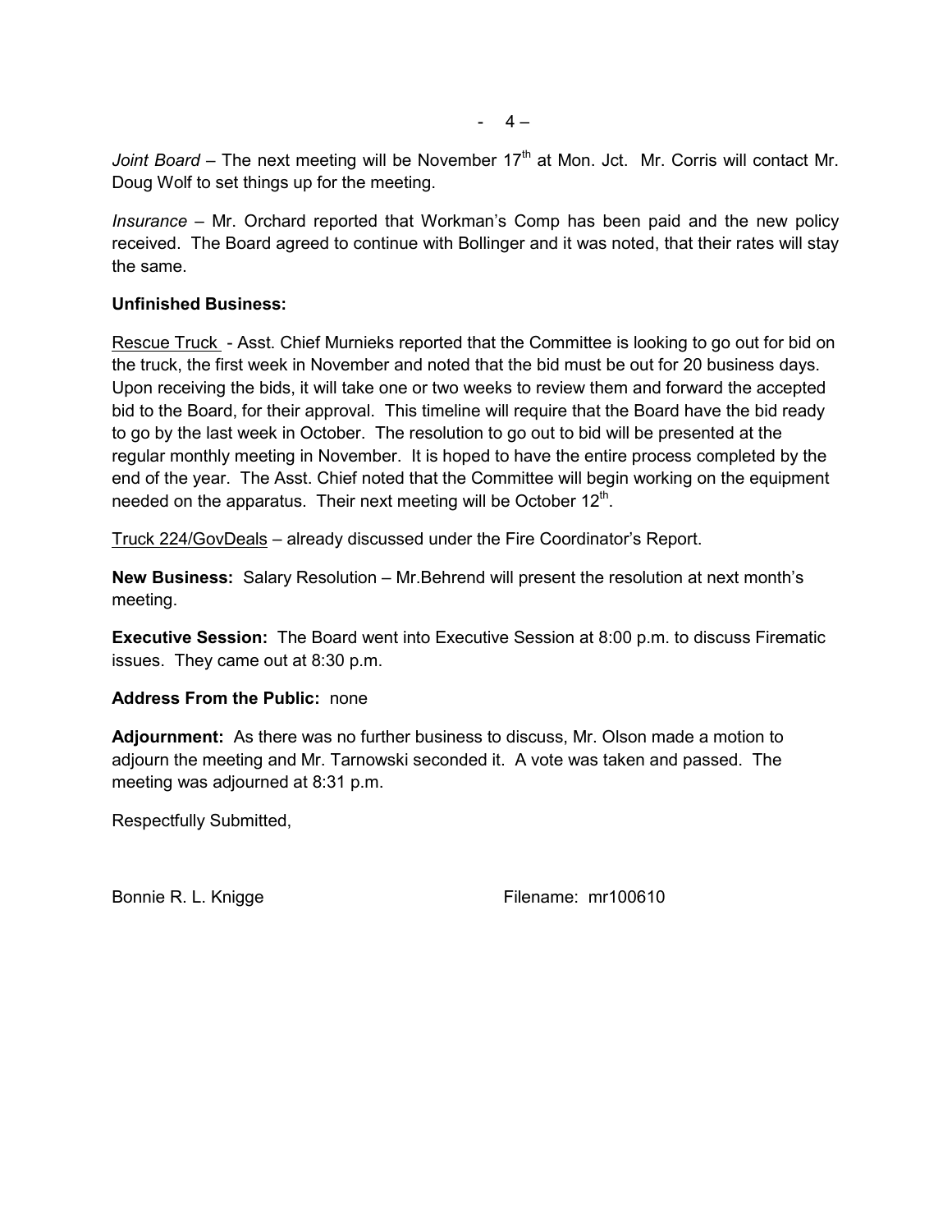*Joint Board* – The next meeting will be November 17th at Mon. Jct. Mr. Corris will contact Mr. Doug Wolf to set things up for the meeting.

*Insurance* – Mr. Orchard reported that Workman's Comp has been paid and the new policy received. The Board agreed to continue with Bollinger and it was noted, that their rates will stay the same.

**Unfinished Business:**

Rescue Truck - Asst. Chief Murnieks reported that the Committee is looking to go out for bid on the truck, the first week in November and noted that the bid must be out for 20 business days. Upon receiving the bids, it will take one or two weeks to review them and forward the accepted bid to the Board, for their approval. This timeline will require that the Board have the bid ready to go by the last week in October. The resolution to go out to bid will be presented at the regular monthly meeting in November. It is hoped to have the entire process completed by the end of the year. The Asst. Chief noted that the Committee will begin working on the equipment needed on the apparatus. Their next meeting will be October 12th.

Truck 224/GovDeals – already discussed under the Fire Coordinator's Report.

**New Business:** Salary Resolution – Mr.Behrend will present the resolution at next month's meeting.

**Executive Session:** The Board went into Executive Session at 8:00 p.m. to discuss Firematic issues. They came out at 8:30 p.m.

**Address From the Public:** none

**Adjournment:** As there was no further business to discuss, Mr. Olson made a motion to adjourn the meeting and Mr. Tarnowski seconded it. A vote was taken and passed. The meeting was adjourned at 8:31 p.m.

Respectfully Submitted,

Bonnie R. L. Knigge

Filename: mr100610